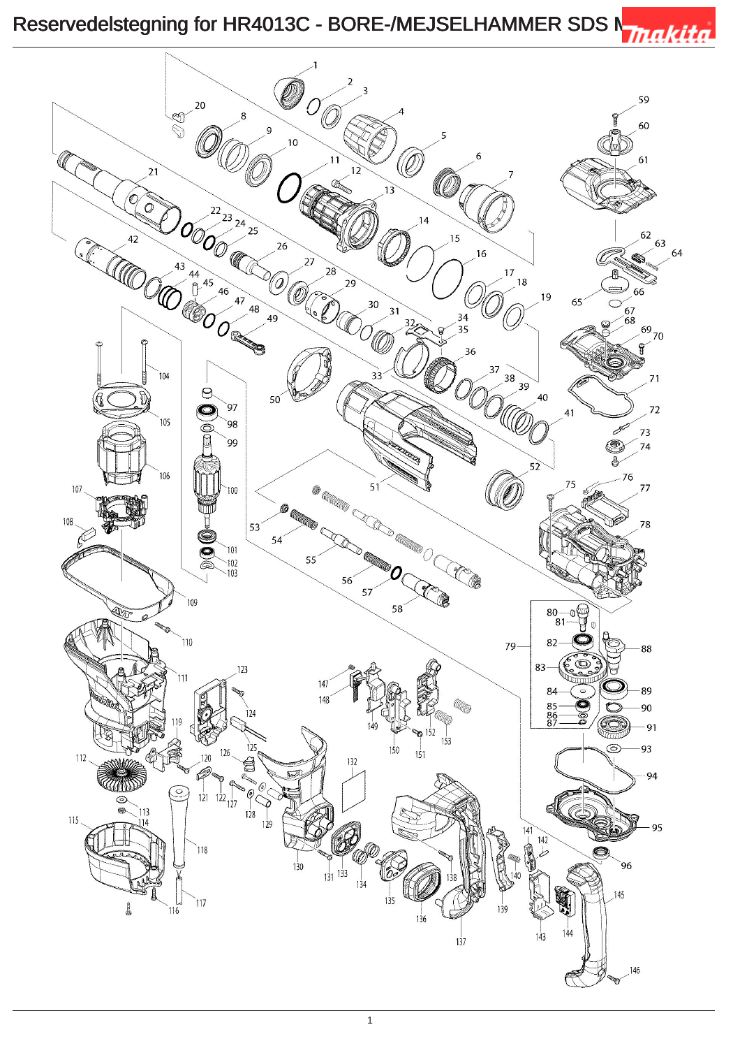# Reservedelstegning for HR4013C - BORE-/MEJSELHAMMER SDS MAX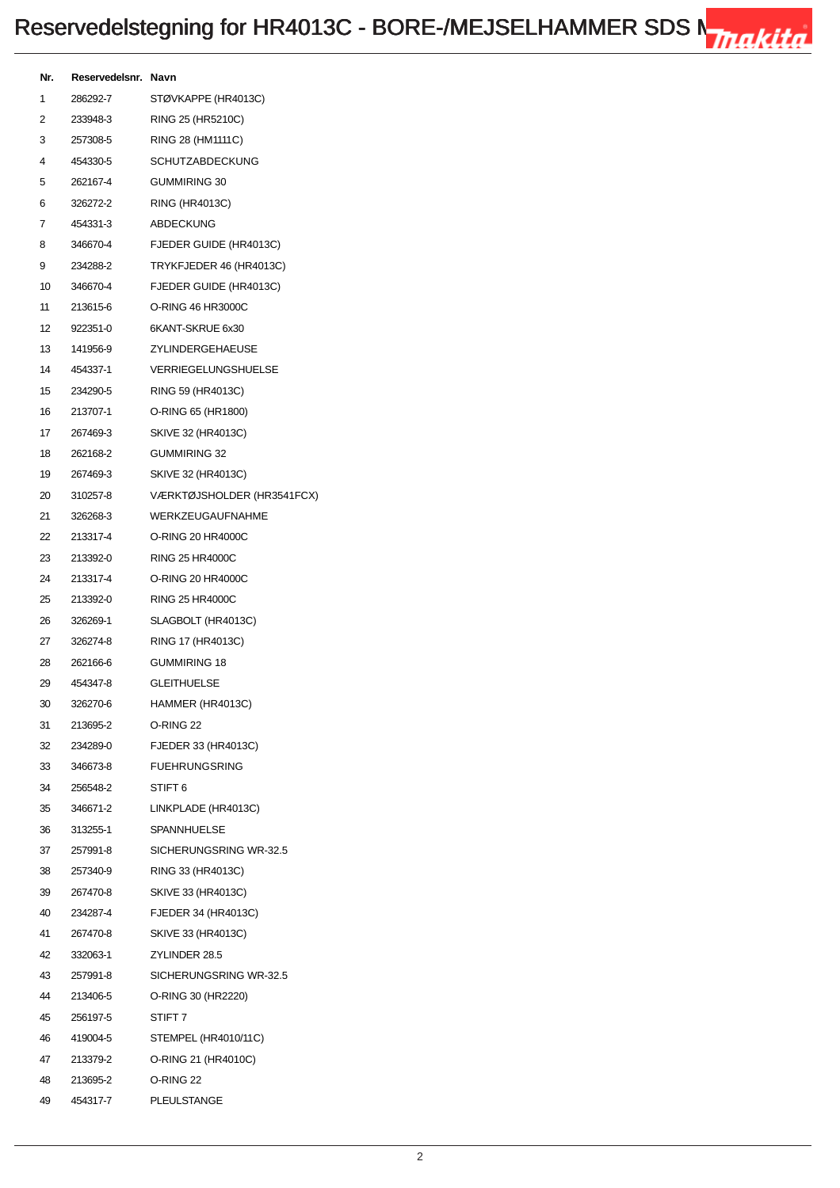# Reservedelstegning for HR4013C - BORE-/MEJSELHAMMER SDS M

| Nr. | Reservedelsnr. | Navn |
|---|---|---|
| 1 | 286292-7 | STØVKAPPE (HR4013C) |
| 2 | 233948-3 | RING 25 (HR5210C) |
| 3 | 257308-5 | RING 28 (HM1111C) |
| 4 | 454330-5 | SCHUTZABDECKUNG |
| 5 | 262167-4 | GUMMIRING 30 |
| 6 | 326272-2 | RING (HR4013C) |
| 7 | 454331-3 | ABDECKUNG |
| 8 | 346670-4 | FJEDER GUIDE (HR4013C) |
| 9 | 234288-2 | TRYKFJEDER 46 (HR4013C) |
| 10 | 346670-4 | FJEDER GUIDE (HR4013C) |
| 11 | 213615-6 | O-RING 46 HR3000C |
| 12 | 922351-0 | 6KANT-SKRUE 6x30 |
| 13 | 141956-9 | ZYLINDERGEHAEUSE |
| 14 | 454337-1 | VERRIEGELUNGSHUELSE |
| 15 | 234290-5 | RING 59 (HR4013C) |
| 16 | 213707-1 | O-RING 65 (HR1800) |
| 17 | 267469-3 | SKIVE 32 (HR4013C) |
| 18 | 262168-2 | GUMMIRING 32 |
| 19 | 267469-3 | SKIVE 32 (HR4013C) |
| 20 | 310257-8 | VÆRKTØJSHOLDER (HR3541FCX) |
| 21 | 326268-3 | WERKZEUGAUFNAHME |
| 22 | 213317-4 | O-RING 20 HR4000C |
| 23 | 213392-0 | RING 25 HR4000C |
| 24 | 213317-4 | O-RING 20 HR4000C |
| 25 | 213392-0 | RING 25 HR4000C |
| 26 | 326269-1 | SLAGBOLT (HR4013C) |
| 27 | 326274-8 | RING 17 (HR4013C) |
| 28 | 262166-6 | GUMMIRING 18 |
| 29 | 454347-8 | GLEITHUELSE |
| 30 | 326270-6 | HAMMER (HR4013C) |
| 31 | 213695-2 | O-RING 22 |
| 32 | 234289-0 | FJEDER 33 (HR4013C) |
| 33 | 346673-8 | FUEHRUNGSRING |
| 34 | 256548-2 | STIFT 6 |
| 35 | 346671-2 | LINKPLADE (HR4013C) |
| 36 | 313255-1 | SPANNHUELSE |
| 37 | 257991-8 | SICHERUNGSRING WR-32.5 |
| 38 | 257340-9 | RING 33 (HR4013C) |
| 39 | 267470-8 | SKIVE 33 (HR4013C) |
| 40 | 234287-4 | FJEDER 34 (HR4013C) |
| 41 | 267470-8 | SKIVE 33 (HR4013C) |
| 42 | 332063-1 | ZYLINDER 28.5 |
| 43 | 257991-8 | SICHERUNGSRING WR-32.5 |
| 44 | 213406-5 | O-RING 30 (HR2220) |
| 45 | 256197-5 | STIFT 7 |
| 46 | 419004-5 | STEMPEL (HR4010/11C) |
| 47 | 213379-2 | O-RING 21 (HR4010C) |
| 48 | 213695-2 | O-RING 22 |
| 49 | 454317-7 | PLEULSTANGE |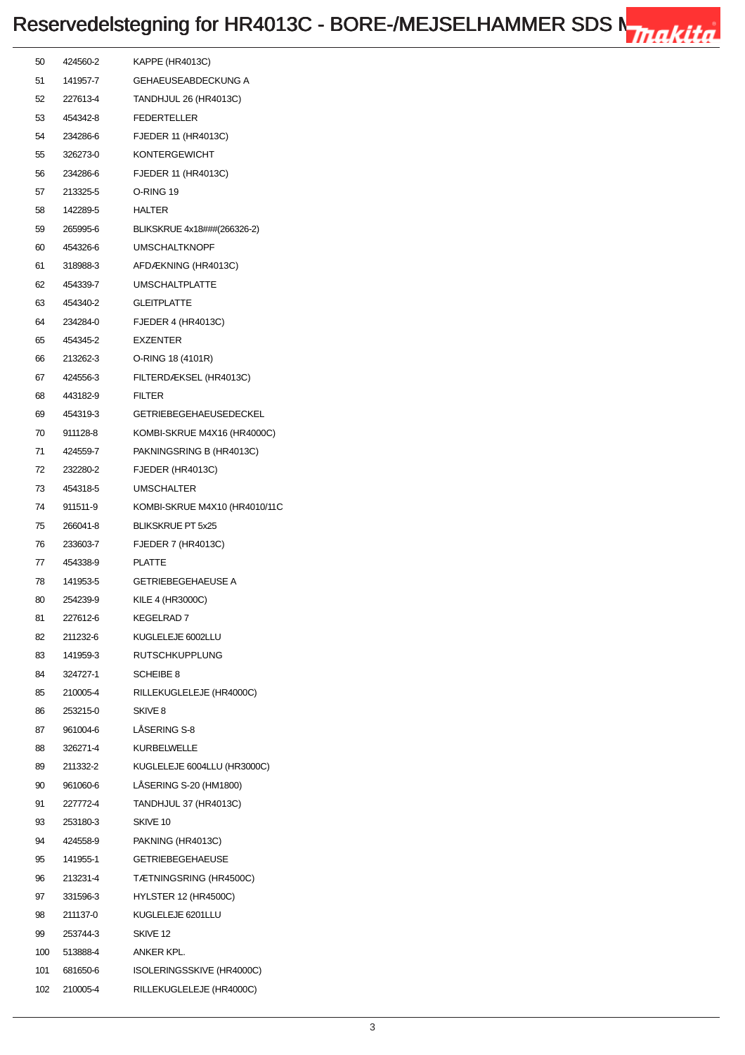# Reservedelstegning for HR4013C - BORE-/MEJSELHAMMER SDS M

| | | |
|---|---|---|
| 50 | 424560-2 | KAPPE (HR4013C) |
| 51 | 141957-7 | GEHAEUSEABDECKUNG A |
| 52 | 227613-4 | TANDHJUL 26 (HR4013C) |
| 53 | 454342-8 | FEDERTELLER |
| 54 | 234286-6 | FJEDER 11 (HR4013C) |
| 55 | 326273-0 | KONTERGEWICHT |
| 56 | 234286-6 | FJEDER 11 (HR4013C) |
| 57 | 213325-5 | O-RING 19 |
| 58 | 142289-5 | HALTER |
| 59 | 265995-6 | BLIKSKRUE 4x18###(266326-2) |
| 60 | 454326-6 | UMSCHALTKNOPF |
| 61 | 318988-3 | AFDÆKNING (HR4013C) |
| 62 | 454339-7 | UMSCHALTPLATTE |
| 63 | 454340-2 | GLEITPLATTE |
| 64 | 234284-0 | FJEDER 4 (HR4013C) |
| 65 | 454345-2 | EXZENTER |
| 66 | 213262-3 | O-RING 18 (4101R) |
| 67 | 424556-3 | FILTERDÆKSEL (HR4013C) |
| 68 | 443182-9 | FILTER |
| 69 | 454319-3 | GETRIEBEGEHAEUSEDECKEL |
| 70 | 911128-8 | KOMBI-SKRUE M4X16 (HR4000C) |
| 71 | 424559-7 | PAKNINGSRING B (HR4013C) |
| 72 | 232280-2 | FJEDER (HR4013C) |
| 73 | 454318-5 | UMSCHALTER |
| 74 | 911511-9 | KOMBI-SKRUE M4X10 (HR4010/11C |
| 75 | 266041-8 | BLIKSKRUE PT 5x25 |
| 76 | 233603-7 | FJEDER 7 (HR4013C) |
| 77 | 454338-9 | PLATTE |
| 78 | 141953-5 | GETRIEBEGEHAEUSE A |
| 80 | 254239-9 | KILE 4 (HR3000C) |
| 81 | 227612-6 | KEGELRAD 7 |
| 82 | 211232-6 | KUGLELEJE 6002LLU |
| 83 | 141959-3 | RUTSCHKUPPLUNG |
| 84 | 324727-1 | SCHEIBE 8 |
| 85 | 210005-4 | RILLEKUGLELEJE (HR4000C) |
| 86 | 253215-0 | SKIVE 8 |
| 87 | 961004-6 | LÅSERING S-8 |
| 88 | 326271-4 | KURBELWELLE |
| 89 | 211332-2 | KUGLELEJE 6004LLU (HR3000C) |
| 90 | 961060-6 | LÅSERING S-20 (HM1800) |
| 91 | 227772-4 | TANDHJUL 37 (HR4013C) |
| 93 | 253180-3 | SKIVE 10 |
| 94 | 424558-9 | PAKNING (HR4013C) |
| 95 | 141955-1 | GETRIEBEGEHAEUSE |
| 96 | 213231-4 | TÆTNINGSRING (HR4500C) |
| 97 | 331596-3 | HYLSTER 12 (HR4500C) |
| 98 | 211137-0 | KUGLELEJE 6201LLU |
| 99 | 253744-3 | SKIVE 12 |
| 100 | 513888-4 | ANKER KPL. |
| 101 | 681650-6 | ISOLERINGSSKIVE (HR4000C) |
| 102 | 210005-4 | RILLEKUGLELEJE (HR4000C) |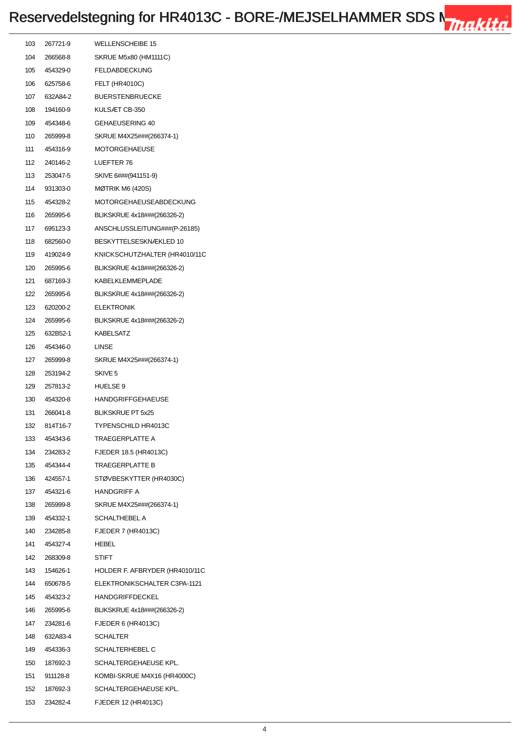| | | |
|---|---|---|
| 103 | 267721-9 | WELLENSCHEIBE 15 |
| 104 | 266568-8 | SKRUE M5x80 (HM1111C) |
| 105 | 454329-0 | FELDABDECKUNG |
| 106 | 625758-6 | FELT (HR4010C) |
| 107 | 632A84-2 | BUERSTENBRUECKE |
| 108 | 194160-9 | KULSÆT CB-350 |
| 109 | 454348-6 | GEHAEUSERING 40 |
| 110 | 265999-8 | SKRUE M4X25###(266374-1) |
| 111 | 454316-9 | MOTORGEHAEUSE |
| 112 | 240146-2 | LUEFTER 76 |
| 113 | 253047-5 | SKIVE 6###(941151-9) |
| 114 | 931303-0 | MØTRIK M6 (420S) |
| 115 | 454328-2 | MOTORGEHAEUSEABDECKUNG |
| 116 | 265995-6 | BLIKSKRUE 4x18###(266326-2) |
| 117 | 695123-3 | ANSCHLUSSLEITUNG###(P-26185) |
| 118 | 682560-0 | BESKYTTELSESKNÆKLED 10 |
| 119 | 419024-9 | KNICKSCHUTZHALTER (HR4010/11C |
| 120 | 265995-6 | BLIKSKRUE 4x18###(266326-2) |
| 121 | 687169-3 | KABELKLEMMEPLADE |
| 122 | 265995-6 | BLIKSKRUE 4x18###(266326-2) |
| 123 | 620200-2 | ELEKTRONIK |
| 124 | 265995-6 | BLIKSKRUE 4x18###(266326-2) |
| 125 | 632B52-1 | KABELSATZ |
| 126 | 454346-0 | LINSE |
| 127 | 265999-8 | SKRUE M4X25###(266374-1) |
| 128 | 253194-2 | SKIVE 5 |
| 129 | 257813-2 | HUELSE 9 |
| 130 | 454320-8 | HANDGRIFFGEHAEUSE |
| 131 | 266041-8 | BLIKSKRUE PT 5x25 |
| 132 | 814T16-7 | TYPENSCHILD HR4013C |
| 133 | 454343-6 | TRAEGERPLATTE A |
| 134 | 234283-2 | FJEDER 18.5 (HR4013C) |
| 135 | 454344-4 | TRAEGERPLATTE B |
| 136 | 424557-1 | STØVBESKYTTER (HR4030C) |
| 137 | 454321-6 | HANDGRIFF A |
| 138 | 265999-8 | SKRUE M4X25###(266374-1) |
| 139 | 454332-1 | SCHALTHEBEL A |
| 140 | 234285-8 | FJEDER 7 (HR4013C) |
| 141 | 454327-4 | HEBEL |
| 142 | 268309-8 | STIFT |
| 143 | 154626-1 | HOLDER F. AFBRYDER (HR4010/11C |
| 144 | 650678-5 | ELEKTRONIKSCHALTER C3PA-1121 |
| 145 | 454323-2 | HANDGRIFFDECKEL |
| 146 | 265995-6 | BLIKSKRUE 4x18###(266326-2) |
| 147 | 234281-6 | FJEDER 6 (HR4013C) |
| 148 | 632A83-4 | SCHALTER |
| 149 | 454336-3 | SCHALTERHEBEL C |
| 150 | 187692-3 | SCHALTERGEHAEUSE KPL. |
| 151 | 911128-8 | KOMBI-SKRUE M4X16 (HR4000C) |
| 152 | 187692-3 | SCHALTERGEHAEUSE KPL. |
| 153 | 234282-4 | FJEDER 12 (HR4013C) |